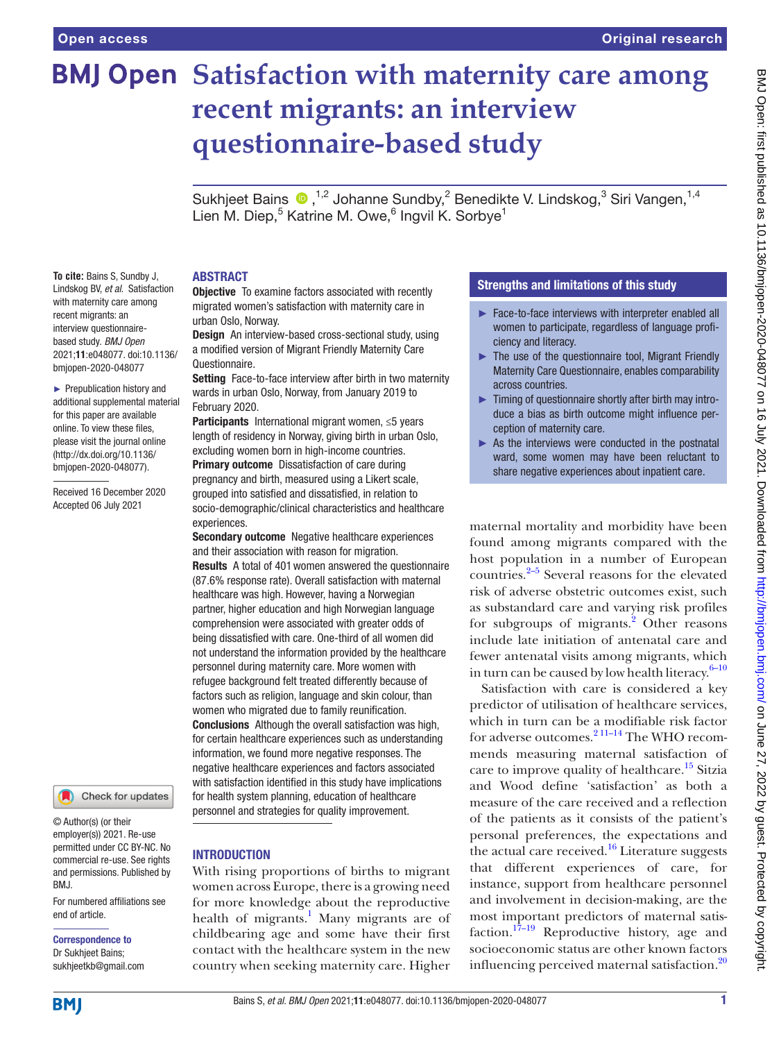# Satisfaction with maternity care among recent migrants: an interview questionnaire-based study

Sukhjeet Bains [1,2], Johanne Sundby,[2] Benedikte V. Lindskog,[3] Siri Vangen,[1,4] Lien M. Diep,[5] Katrine M. Owe,[6] Ingvil K. Sorbye[1]

**To cite:** Bains S, Sundby J, Lindskog BV, *et al*. Satisfaction with maternity care among recent migrants: an interview questionnaire-based study. *BMJ Open* 2021;**11**:e048077. doi:10.1136/bmjopen-2020-048077

► Prepublication history and additional supplemental material for this paper are available online. To view these files, please visit the journal online (http://dx.doi.org/10.1136/bmjopen-2020-048077).

Received 16 December 2020
Accepted 06 July 2021

© Author(s) (or their employer(s)) 2021. Re-use permitted under CC BY-NC. No commercial re-use. See rights and permissions. Published by BMJ.

For numbered affiliations see end of article.

**Correspondence to**
Dr Sukhjeet Bains; sukhjeetkb@gmail.com

## ABSTRACT

**Objective** To examine factors associated with recently migrated women's satisfaction with maternity care in urban Oslo, Norway.

**Design** An interview-based cross-sectional study, using a modified version of Migrant Friendly Maternity Care Questionnaire.

**Setting** Face-to-face interview after birth in two maternity wards in urban Oslo, Norway, from January 2019 to February 2020.

**Participants** International migrant women, ≤5 years length of residency in Norway, giving birth in urban Oslo, excluding women born in high-income countries.

**Primary outcome** Dissatisfaction of care during pregnancy and birth, measured using a Likert scale, grouped into satisfied and dissatisfied, in relation to socio-demographic/clinical characteristics and healthcare experiences.

**Secondary outcome** Negative healthcare experiences and their association with reason for migration.

**Results** A total of 401 women answered the questionnaire (87.6% response rate). Overall satisfaction with maternal healthcare was high. However, having a Norwegian partner, higher education and high Norwegian language comprehension were associated with greater odds of being dissatisfied with care. One-third of all women did not understand the information provided by the healthcare personnel during maternity care. More women with refugee background felt treated differently because of factors such as religion, language and skin colour, than women who migrated due to family reunification.

**Conclusions** Although the overall satisfaction was high, for certain healthcare experiences such as understanding information, we found more negative responses. The negative healthcare experiences and factors associated with satisfaction identified in this study have implications for health system planning, education of healthcare personnel and strategies for quality improvement.

### Strengths and limitations of this study

- Face-to-face interviews with interpreter enabled all women to participate, regardless of language proficiency and literacy.
- The use of the questionnaire tool, Migrant Friendly Maternity Care Questionnaire, enables comparability across countries.
- Timing of questionnaire shortly after birth may introduce a bias as birth outcome might influence perception of maternity care.
- As the interviews were conducted in the postnatal ward, some women may have been reluctant to share negative experiences about inpatient care.

## INTRODUCTION

With rising proportions of births to migrant women across Europe, there is a growing need for more knowledge about the reproductive health of migrants.[1] Many migrants are of childbearing age and some have their first contact with the healthcare system in the new country when seeking maternity care. Higher maternal mortality and morbidity have been found among migrants compared with the host population in a number of European countries.[2–5] Several reasons for the elevated risk of adverse obstetric outcomes exist, such as substandard care and varying risk profiles for subgroups of migrants.[2] Other reasons include late initiation of antenatal care and fewer antenatal visits among migrants, which in turn can be caused by low health literacy.[6–10]

Satisfaction with care is considered a key predictor of utilisation of healthcare services, which in turn can be a modifiable risk factor for adverse outcomes.[2 11–14] The WHO recommends measuring maternal satisfaction of care to improve quality of healthcare.[15] Sitzia and Wood define 'satisfaction' as both a measure of the care received and a reflection of the patients as it consists of the patient's personal preferences, the expectations and the actual care received.[16] Literature suggests that different experiences of care, for instance, support from healthcare personnel and involvement in decision-making, are the most important predictors of maternal satisfaction.[17–19] Reproductive history, age and socioeconomic status are other known factors influencing perceived maternal satisfaction.[20]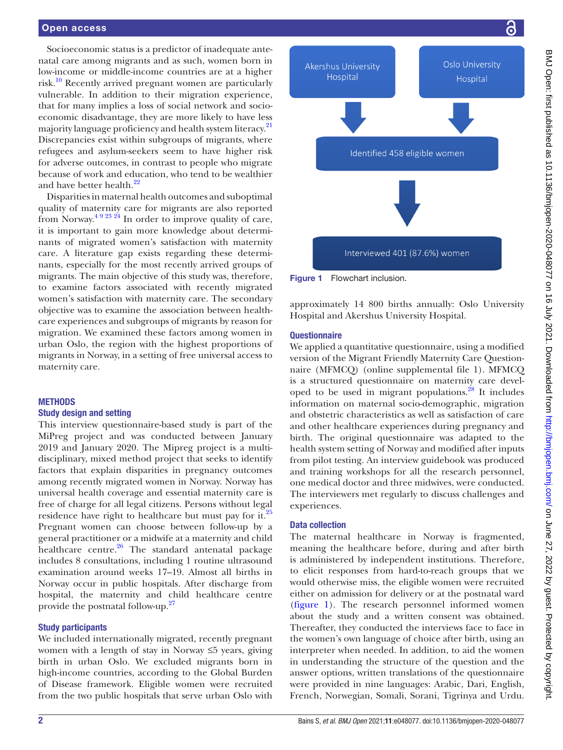Socioeconomic status is a predictor of inadequate antenatal care among migrants and as such, women born in low-income or middle-income countries are at a higher risk.[10] Recently arrived pregnant women are particularly vulnerable. In addition to their migration experience, that for many implies a loss of social network and socioeconomic disadvantage, they are more likely to have less majority language proficiency and health system literacy.[21] Discrepancies exist within subgroups of migrants, where refugees and asylum-seekers seem to have higher risk for adverse outcomes, in contrast to people who migrate because of work and education, who tend to be wealthier and have better health.[22]

Disparities in maternal health outcomes and suboptimal quality of maternity care for migrants are also reported from Norway.[4 9 23 24] In order to improve quality of care, it is important to gain more knowledge about determinants of migrated women's satisfaction with maternity care. A literature gap exists regarding these determinants, especially for the most recently arrived groups of migrants. The main objective of this study was, therefore, to examine factors associated with recently migrated women's satisfaction with maternity care. The secondary objective was to examine the association between healthcare experiences and subgroups of migrants by reason for migration. We examined these factors among women in urban Oslo, the region with the highest proportions of migrants in Norway, in a setting of free universal access to maternity care.

## METHODS

### Study design and setting

This interview questionnaire-based study is part of the MiPreg project and was conducted between January 2019 and January 2020. The Mipreg project is a multidisciplinary, mixed method project that seeks to identify factors that explain disparities in pregnancy outcomes among recently migrated women in Norway. Norway has universal health coverage and essential maternity care is free of charge for all legal citizens. Persons without legal residence have right to healthcare but must pay for it.[25] Pregnant women can choose between follow-up by a general practitioner or a midwife at a maternity and child healthcare centre.[26] The standard antenatal package includes 8 consultations, including 1 routine ultrasound examination around weeks 17–19. Almost all births in Norway occur in public hospitals. After discharge from hospital, the maternity and child healthcare centre provide the postnatal follow-up.[27]

### Study participants

We included internationally migrated, recently pregnant women with a length of stay in Norway ≤5 years, giving birth in urban Oslo. We excluded migrants born in high-income countries, according to the Global Burden of Disease framework. Eligible women were recruited from the two public hospitals that serve urban Oslo with approximately 14 800 births annually: Oslo University Hospital and Akershus University Hospital.

Akershus University Hospital → Identified 458 eligible women ← Oslo University Hospital

Identified 458 eligible women → Interviewed 401 (87.6%) women

**Figure 1** Flowchart inclusion.

### Questionnaire

We applied a quantitative questionnaire, using a modified version of the Migrant Friendly Maternity Care Questionnaire (MFMCQ) (online supplemental file 1). MFMCQ is a structured questionnaire on maternity care developed to be used in migrant populations.[28] It includes information on maternal socio-demographic, migration and obstetric characteristics as well as satisfaction of care and other healthcare experiences during pregnancy and birth. The original questionnaire was adapted to the health system setting of Norway and modified after inputs from pilot testing. An interview guidebook was produced and training workshops for all the research personnel, one medical doctor and three midwives, were conducted. The interviewers met regularly to discuss challenges and experiences.

### Data collection

The maternal healthcare in Norway is fragmented, meaning the healthcare before, during and after birth is administered by independent institutions. Therefore, to elicit responses from hard-to-reach groups that we would otherwise miss, the eligible women were recruited either on admission for delivery or at the postnatal ward (figure 1). The research personnel informed women about the study and a written consent was obtained. Thereafter, they conducted the interviews face to face in the women's own language of choice after birth, using an interpreter when needed. In addition, to aid the women in understanding the structure of the question and the answer options, written translations of the questionnaire were provided in nine languages: Arabic, Dari, English, French, Norwegian, Somali, Sorani, Tigrinya and Urdu.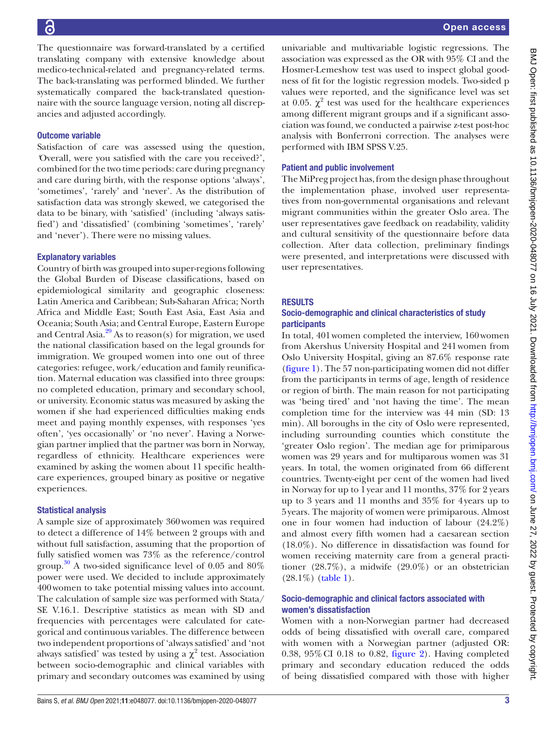The questionnaire was forward-translated by a certified translating company with extensive knowledge about medico-technical-related and pregnancy-related terms. The back-translating was performed blinded. We further systematically compared the back-translated questionnaire with the source language version, noting all discrepancies and adjusted accordingly.

### Outcome variable

Satisfaction of care was assessed using the question, 'Overall, were you satisfied with the care you received?', combined for the two time periods: care during pregnancy and care during birth, with the response options 'always', 'sometimes', 'rarely' and 'never'. As the distribution of satisfaction data was strongly skewed, we categorised the data to be binary, with 'satisfied' (including 'always satisfied') and 'dissatisfied' (combining 'sometimes', 'rarely' and 'never'). There were no missing values.

### Explanatory variables

Country of birth was grouped into super-regions following the Global Burden of Disease classifications, based on epidemiological similarity and geographic closeness: Latin America and Caribbean; Sub-Saharan Africa; North Africa and Middle East; South East Asia, East Asia and Oceania; South Asia; and Central Europe, Eastern Europe and Central Asia.[29] As to reason(s) for migration, we used the national classification based on the legal grounds for immigration. We grouped women into one out of three categories: refugee, work/education and family reunification. Maternal education was classified into three groups: no completed education, primary and secondary school, or university. Economic status was measured by asking the women if she had experienced difficulties making ends meet and paying monthly expenses, with responses 'yes often', 'yes occasionally' or 'no never'. Having a Norwegian partner implied that the partner was born in Norway, regardless of ethnicity. Healthcare experiences were examined by asking the women about 11 specific healthcare experiences, grouped binary as positive or negative experiences.

### Statistical analysis

A sample size of approximately 360 women was required to detect a difference of 14% between 2 groups with and without full satisfaction, assuming that the proportion of fully satisfied women was 73% as the reference/control group.[30] A two-sided significance level of 0.05 and 80% power were used. We decided to include approximately 400 women to take potential missing values into account. The calculation of sample size was performed with Stata/SE V.16.1. Descriptive statistics as mean with SD and frequencies with percentages were calculated for categorical and continuous variables. The difference between two independent proportions of 'always satisfied' and 'not always satisfied' was tested by using a $\chi^2$ test. Association between socio-demographic and clinical variables with primary and secondary outcomes was examined by using univariable and multivariable logistic regressions. The association was expressed as the OR with 95% CI and the Hosmer-Lemeshow test was used to inspect global goodness of fit for the logistic regression models. Two-sided p values were reported, and the significance level was set at 0.05. $\chi^2$ test was used for the healthcare experiences among different migrant groups and if a significant association was found, we conducted a pairwise z-test post-hoc analysis with Bonferroni correction. The analyses were performed with IBM SPSS V.25.

### Patient and public involvement

The MiPreg project has, from the design phase throughout the implementation phase, involved user representatives from non-governmental organisations and relevant migrant communities within the greater Oslo area. The user representatives gave feedback on readability, validity and cultural sensitivity of the questionnaire before data collection. After data collection, preliminary findings were presented, and interpretations were discussed with user representatives.

## RESULTS

### Socio-demographic and clinical characteristics of study participants

In total, 401 women completed the interview, 160 women from Akershus University Hospital and 241 women from Oslo University Hospital, giving an 87.6% response rate (figure 1). The 57 non-participating women did not differ from the participants in terms of age, length of residence or region of birth. The main reason for not participating was 'being tired' and 'not having the time'. The mean completion time for the interview was 44 min (SD: 13 min). All boroughs in the city of Oslo were represented, including surrounding counties which constitute the 'greater Oslo region'. The median age for primiparous women was 29 years and for multiparous women was 31 years. In total, the women originated from 66 different countries. Twenty-eight per cent of the women had lived in Norway for up to 1 year and 11 months, 37% for 2 years up to 3 years and 11 months and 35% for 4 years up to 5 years. The majority of women were primiparous. Almost one in four women had induction of labour (24.2%) and almost every fifth women had a caesarean section (18.0%). No difference in dissatisfaction was found for women receiving maternity care from a general practitioner (28.7%), a midwife (29.0%) or an obstetrician (28.1%) (table 1).

### Socio-demographic and clinical factors associated with women's dissatisfaction

Women with a non-Norwegian partner had decreased odds of being dissatisfied with overall care, compared with women with a Norwegian partner (adjusted OR: 0.38, 95% CI 0.18 to 0.82, figure 2). Having completed primary and secondary education reduced the odds of being dissatisfied compared with those with higher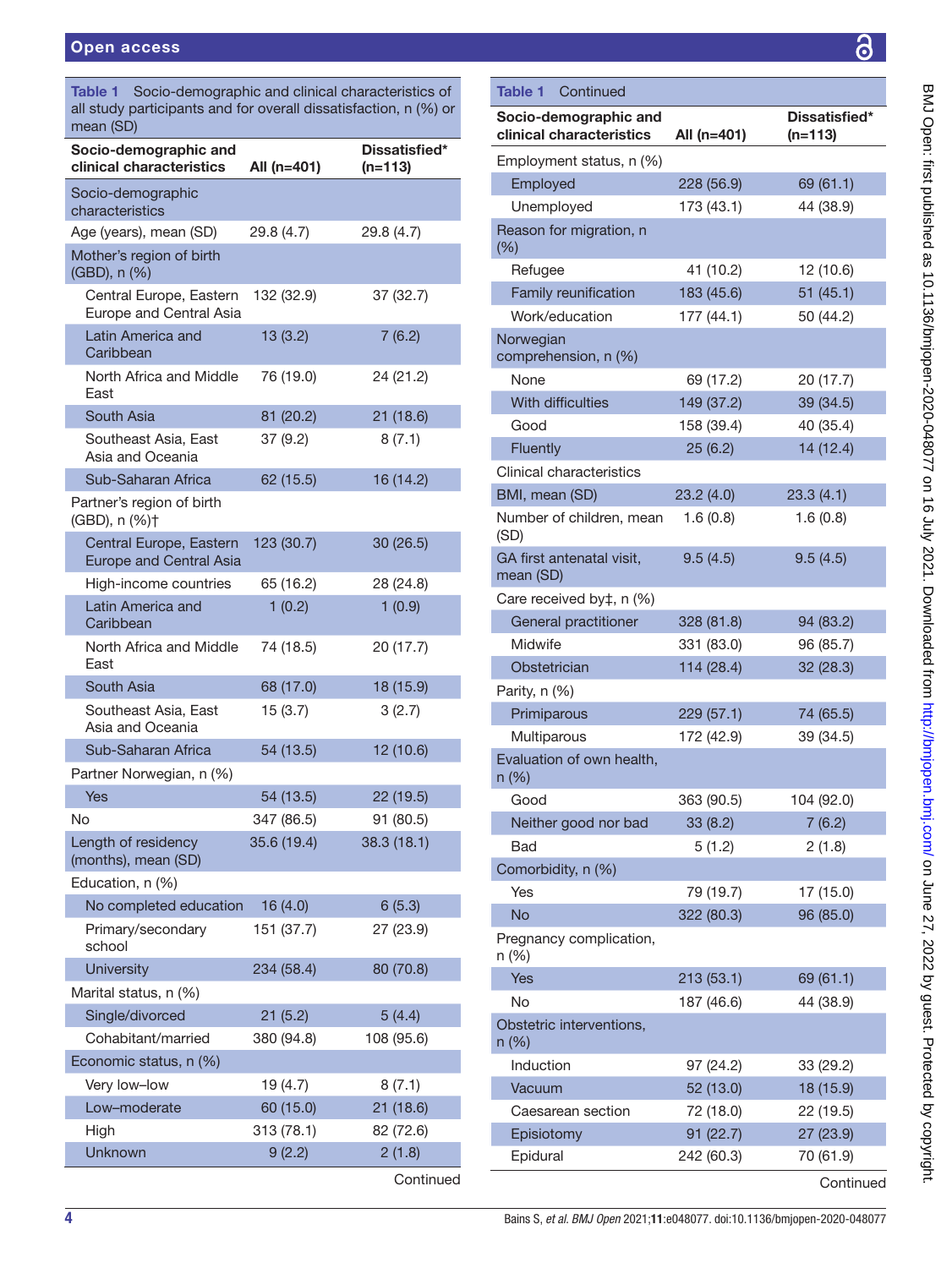**Table 1** Socio-demographic and clinical characteristics of all study participants and for overall dissatisfaction, n (%) or mean (SD)

| Socio-demographic and clinical characteristics | All (n=401) | Dissatisfied* (n=113) |
|---|---|---|
| Socio-demographic characteristics | | |
| Age (years), mean (SD) | 29.8 (4.7) | 29.8 (4.7) |
| Mother's region of birth (GBD), n (%) | | |
| Central Europe, Eastern Europe and Central Asia | 132 (32.9) | 37 (32.7) |
| Latin America and Caribbean | 13 (3.2) | 7 (6.2) |
| North Africa and Middle East | 76 (19.0) | 24 (21.2) |
| South Asia | 81 (20.2) | 21 (18.6) |
| Southeast Asia, East Asia and Oceania | 37 (9.2) | 8 (7.1) |
| Sub-Saharan Africa | 62 (15.5) | 16 (14.2) |
| Partner's region of birth (GBD), n (%)† | | |
| Central Europe, Eastern Europe and Central Asia | 123 (30.7) | 30 (26.5) |
| High-income countries | 65 (16.2) | 28 (24.8) |
| Latin America and Caribbean | 1 (0.2) | 1 (0.9) |
| North Africa and Middle East | 74 (18.5) | 20 (17.7) |
| South Asia | 68 (17.0) | 18 (15.9) |
| Southeast Asia, East Asia and Oceania | 15 (3.7) | 3 (2.7) |
| Sub-Saharan Africa | 54 (13.5) | 12 (10.6) |
| Partner Norwegian, n (%) | | |
| Yes | 54 (13.5) | 22 (19.5) |
| No | 347 (86.5) | 91 (80.5) |
| Length of residency (months), mean (SD) | 35.6 (19.4) | 38.3 (18.1) |
| Education, n (%) | | |
| No completed education | 16 (4.0) | 6 (5.3) |
| Primary/secondary school | 151 (37.7) | 27 (23.9) |
| University | 234 (58.4) | 80 (70.8) |
| Marital status, n (%) | | |
| Single/divorced | 21 (5.2) | 5 (4.4) |
| Cohabitant/married | 380 (94.8) | 108 (95.6) |
| Economic status, n (%) | | |
| Very low–low | 19 (4.7) | 8 (7.1) |
| Low–moderate | 60 (15.0) | 21 (18.6) |
| High | 313 (78.1) | 82 (72.6) |
| Unknown | 9 (2.2) | 2 (1.8) |
| Employment status, n (%) | | |
| Employed | 228 (56.9) | 69 (61.1) |
| Unemployed | 173 (43.1) | 44 (38.9) |
| Reason for migration, n (%) | | |
| Refugee | 41 (10.2) | 12 (10.6) |
| Family reunification | 183 (45.6) | 51 (45.1) |
| Work/education | 177 (44.1) | 50 (44.2) |
| Norwegian comprehension, n (%) | | |
| None | 69 (17.2) | 20 (17.7) |
| With difficulties | 149 (37.2) | 39 (34.5) |
| Good | 158 (39.4) | 40 (35.4) |
| Fluently | 25 (6.2) | 14 (12.4) |
| Clinical characteristics | | |
| BMI, mean (SD) | 23.2 (4.0) | 23.3 (4.1) |
| Number of children, mean (SD) | 1.6 (0.8) | 1.6 (0.8) |
| GA first antenatal visit, mean (SD) | 9.5 (4.5) | 9.5 (4.5) |
| Care received by‡, n (%) | | |
| General practitioner | 328 (81.8) | 94 (83.2) |
| Midwife | 331 (83.0) | 96 (85.7) |
| Obstetrician | 114 (28.4) | 32 (28.3) |
| Parity, n (%) | | |
| Primiparous | 229 (57.1) | 74 (65.5) |
| Multiparous | 172 (42.9) | 39 (34.5) |
| Evaluation of own health, n (%) | | |
| Good | 363 (90.5) | 104 (92.0) |
| Neither good nor bad | 33 (8.2) | 7 (6.2) |
| Bad | 5 (1.2) | 2 (1.8) |
| Comorbidity, n (%) | | |
| Yes | 79 (19.7) | 17 (15.0) |
| No | 322 (80.3) | 96 (85.0) |
| Pregnancy complication, n (%) | | |
| Yes | 213 (53.1) | 69 (61.1) |
| No | 187 (46.6) | 44 (38.9) |
| Obstetric interventions, n (%) | | |
| Induction | 97 (24.2) | 33 (29.2) |
| Vacuum | 52 (13.0) | 18 (15.9) |
| Caesarean section | 72 (18.0) | 22 (19.5) |
| Episiotomy | 91 (22.7) | 27 (23.9) |
| Epidural | 242 (60.3) | 70 (61.9) |

Continued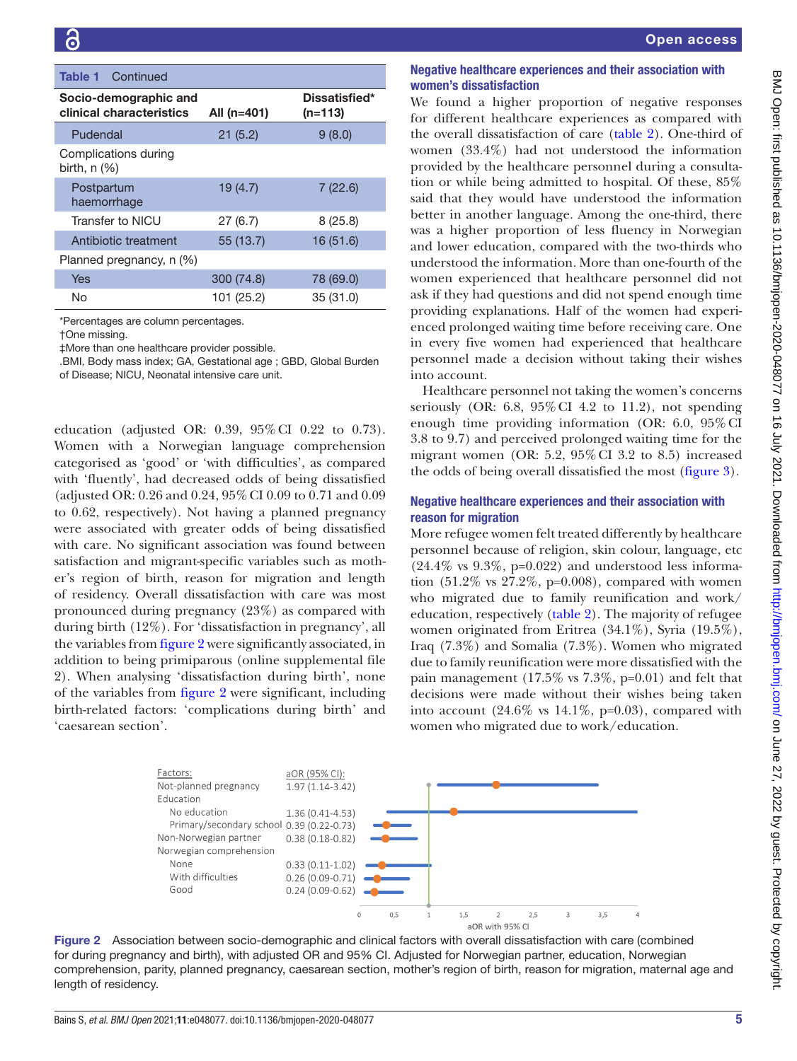Table 1 Continued

| Socio-demographic and clinical characteristics | All (n=401) | Dissatisfied* (n=113) |
|---|---|---|
| Pudendal | 21 (5.2) | 9 (8.0) |
| Complications during birth, n (%) | | |
| Postpartum haemorrhage | 19 (4.7) | 7 (22.6) |
| Transfer to NICU | 27 (6.7) | 8 (25.8) |
| Antibiotic treatment | 55 (13.7) | 16 (51.6) |
| Planned pregnancy, n (%) | | |
| Yes | 300 (74.8) | 78 (69.0) |
| No | 101 (25.2) | 35 (31.0) |

*Percentages are column percentages.
†One missing.
‡More than one healthcare provider possible.
.BMI, Body mass index; GA, Gestational age ; GBD, Global Burden of Disease; NICU, Neonatal intensive care unit.

education (adjusted OR: 0.39, 95% CI 0.22 to 0.73). Women with a Norwegian language comprehension categorised as 'good' or 'with difficulties', as compared with 'fluently', had decreased odds of being dissatisfied (adjusted OR: 0.26 and 0.24, 95% CI 0.09 to 0.71 and 0.09 to 0.62, respectively). Not having a planned pregnancy were associated with greater odds of being dissatisfied with care. No significant association was found between satisfaction and migrant-specific variables such as mother's region of birth, reason for migration and length of residency. Overall dissatisfaction with care was most pronounced during pregnancy (23%) as compared with during birth (12%). For 'dissatisfaction in pregnancy', all the variables from figure 2 were significantly associated, in addition to being primiparous (online supplemental file 2). When analysing 'dissatisfaction during birth', none of the variables from figure 2 were significant, including birth-related factors: 'complications during birth' and 'caesarean section'.

### Negative healthcare experiences and their association with women's dissatisfaction

We found a higher proportion of negative responses for different healthcare experiences as compared with the overall dissatisfaction of care (table 2). One-third of women (33.4%) had not understood the information provided by the healthcare personnel during a consultation or while being admitted to hospital. Of these, 85% said that they would have understood the information better in another language. Among the one-third, there was a higher proportion of less fluency in Norwegian and lower education, compared with the two-thirds who understood the information. More than one-fourth of the women experienced that healthcare personnel did not ask if they had questions and did not spend enough time providing explanations. Half of the women had experienced prolonged waiting time before receiving care. One in every five women had experienced that healthcare personnel made a decision without taking their wishes into account.

Healthcare personnel not taking the women's concerns seriously (OR: 6.8, 95% CI 4.2 to 11.2), not spending enough time providing information (OR: 6.0, 95% CI 3.8 to 9.7) and perceived prolonged waiting time for the migrant women (OR: 5.2, 95% CI 3.2 to 8.5) increased the odds of being overall dissatisfied the most (figure 3).

### Negative healthcare experiences and their association with reason for migration

More refugee women felt treated differently by healthcare personnel because of religion, skin colour, language, etc (24.4% vs 9.3%, p=0.022) and understood less information (51.2% vs 27.2%, p=0.008), compared with women who migrated due to family reunification and work/education, respectively (table 2). The majority of refugee women originated from Eritrea (34.1%), Syria (19.5%), Iraq (7.3%) and Somalia (7.3%). Women who migrated due to family reunification were more dissatisfied with the pain management (17.5% vs 7.3%, p=0.01) and felt that decisions were made without their wishes being taken into account (24.6% vs 14.1%, p=0.03), compared with women who migrated due to work/education.

| Factors: | aOR (95% CI): |
|---|---|
| Not-planned pregnancy | 1.97 (1.14-3.42) |
| Education | |
| No education | 1.36 (0.41-4.53) |
| Primary/secondary school | 0.39 (0.22-0.73) |
| Non-Norwegian partner | 0.38 (0.18-0.82) |
| Norwegian comprehension | |
| None | 0.33 (0.11-1.02) |
| With difficulties | 0.26 (0.09-0.71) |
| Good | 0.24 (0.09-0.62) |

Figure 2 Association between socio-demographic and clinical factors with overall dissatisfaction with care (combined for during pregnancy and birth), with adjusted OR and 95% CI. Adjusted for Norwegian partner, education, Norwegian comprehension, parity, planned pregnancy, caesarean section, mother's region of birth, reason for migration, maternal age and length of residency.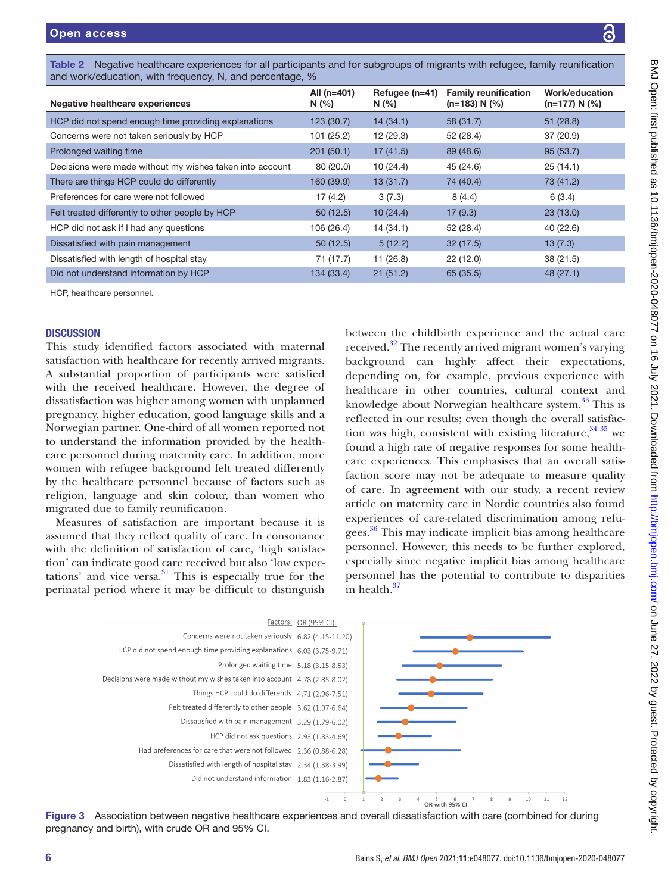**Table 2** Negative healthcare experiences for all participants and for subgroups of migrants with refugee, family reunification and work/education, with frequency, N, and percentage, %

| Negative healthcare experiences | All (n=401) N (%) | Refugee (n=41) N (%) | Family reunification (n=183) N (%) | Work/education (n=177) N (%) |
|---|---|---|---|---|
| HCP did not spend enough time providing explanations | 123 (30.7) | 14 (34.1) | 58 (31.7) | 51 (28.8) |
| Concerns were not taken seriously by HCP | 101 (25.2) | 12 (29.3) | 52 (28.4) | 37 (20.9) |
| Prolonged waiting time | 201 (50.1) | 17 (41.5) | 89 (48.6) | 95 (53.7) |
| Decisions were made without my wishes taken into account | 80 (20.0) | 10 (24.4) | 45 (24.6) | 25 (14.1) |
| There are things HCP could do differently | 160 (39.9) | 13 (31.7) | 74 (40.4) | 73 (41.2) |
| Preferences for care were not followed | 17 (4.2) | 3 (7.3) | 8 (4.4) | 6 (3.4) |
| Felt treated differently to other people by HCP | 50 (12.5) | 10 (24.4) | 17 (9.3) | 23 (13.0) |
| HCP did not ask if I had any questions | 106 (26.4) | 14 (34.1) | 52 (28.4) | 40 (22.6) |
| Dissatisfied with pain management | 50 (12.5) | 5 (12.2) | 32 (17.5) | 13 (7.3) |
| Dissatisfied with length of hospital stay | 71 (17.7) | 11 (26.8) | 22 (12.0) | 38 (21.5) |
| Did not understand information by HCP | 134 (33.4) | 21 (51.2) | 65 (35.5) | 48 (27.1) |

HCP, healthcare personnel.

## DISCUSSION

This study identified factors associated with maternal satisfaction with healthcare for recently arrived migrants. A substantial proportion of participants were satisfied with the received healthcare. However, the degree of dissatisfaction was higher among women with unplanned pregnancy, higher education, good language skills and a Norwegian partner. One-third of all women reported not to understand the information provided by the healthcare personnel during maternity care. In addition, more women with refugee background felt treated differently by the healthcare personnel because of factors such as religion, language and skin colour, than women who migrated due to family reunification.

Measures of satisfaction are important because it is assumed that they reflect quality of care. In consonance with the definition of satisfaction of care, 'high satisfaction' can indicate good care received but also 'low expectations' and vice versa.[31] This is especially true for the perinatal period where it may be difficult to distinguish between the childbirth experience and the actual care received.[32] The recently arrived migrant women's varying background can highly affect their expectations, depending on, for example, previous experience with healthcare in other countries, cultural context and knowledge about Norwegian healthcare system.[33] This is reflected in our results; even though the overall satisfaction was high, consistent with existing literature,[34 35] we found a high rate of negative responses for some healthcare experiences. This emphasises that an overall satisfaction score may not be adequate to measure quality of care. In agreement with our study, a recent review article on maternity care in Nordic countries also found experiences of care-related discrimination among refugees.[36] This may indicate implicit bias among healthcare personnel. However, this needs to be further explored, especially since negative implicit bias among healthcare personnel has the potential to contribute to disparities in health.[37]

| Factors: | OR (95% CI): |
|---|---|
| Concerns were not taken seriously | 6.82 (4.15-11.20) |
| HCP did not spend enough time providing explanations | 6.03 (3.75-9.71) |
| Prolonged waiting time | 5.18 (3.15-8.53) |
| Decisions were made without my wishes taken into account | 4.78 (2.85-8.02) |
| Things HCP could do differently | 4.71 (2.96-7.51) |
| Felt treated differently to other people | 3.62 (1.97-6.64) |
| Dissatisfied with pain management | 3.29 (1.79-6.02) |
| HCP did not ask questions | 2.93 (1.83-4.69) |
| Had preferences for care that were not followed | 2.36 (0.88-6.28) |
| Dissatisfied with length of hospital stay | 2.34 (1.38-3.99) |
| Did not understand information | 1.83 (1.16-2.87) |

**Figure 3** Association between negative healthcare experiences and overall dissatisfaction with care (combined for during pregnancy and birth), with crude OR and 95% CI.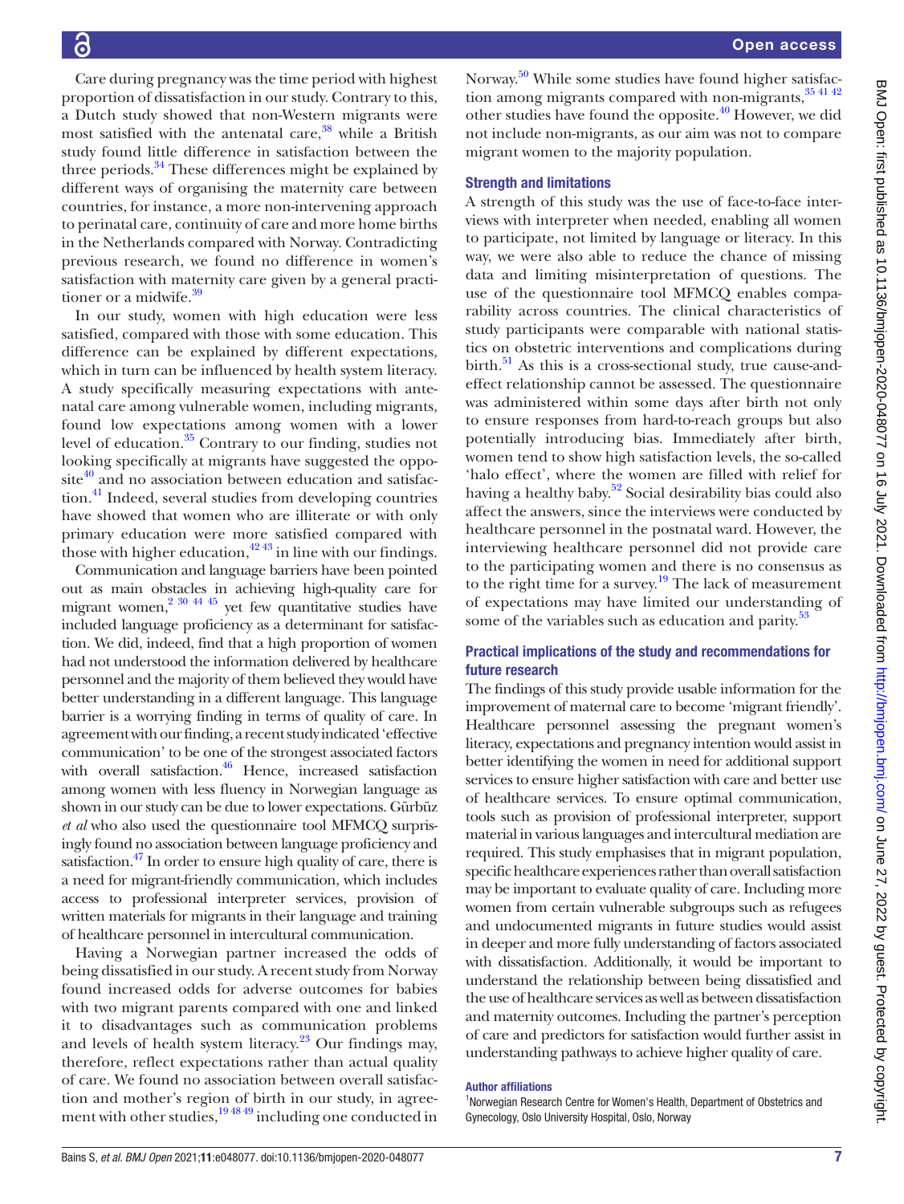Care during pregnancy was the time period with highest proportion of dissatisfaction in our study. Contrary to this, a Dutch study showed that non-Western migrants were most satisfied with the antenatal care,[38] while a British study found little difference in satisfaction between the three periods.[34] These differences might be explained by different ways of organising the maternity care between countries, for instance, a more non-intervening approach to perinatal care, continuity of care and more home births in the Netherlands compared with Norway. Contradicting previous research, we found no difference in women's satisfaction with maternity care given by a general practitioner or a midwife.[39]

In our study, women with high education were less satisfied, compared with those with some education. This difference can be explained by different expectations, which in turn can be influenced by health system literacy. A study specifically measuring expectations with antenatal care among vulnerable women, including migrants, found low expectations among women with a lower level of education.[35] Contrary to our finding, studies not looking specifically at migrants have suggested the opposite[40] and no association between education and satisfaction.[41] Indeed, several studies from developing countries have showed that women who are illiterate or with only primary education were more satisfied compared with those with higher education,[42,43] in line with our findings.

Communication and language barriers have been pointed out as main obstacles in achieving high-quality care for migrant women,[2,30,44,45] yet few quantitative studies have included language proficiency as a determinant for satisfaction. We did, indeed, find that a high proportion of women had not understood the information delivered by healthcare personnel and the majority of them believed they would have better understanding in a different language. This language barrier is a worrying finding in terms of quality of care. In agreement with our finding, a recent study indicated 'effective communication' to be one of the strongest associated factors with overall satisfaction.[46] Hence, increased satisfaction among women with less fluency in Norwegian language as shown in our study can be due to lower expectations. Gürbüz *et al* who also used the questionnaire tool MFMCQ surprisingly found no association between language proficiency and satisfaction.[47] In order to ensure high quality of care, there is a need for migrant-friendly communication, which includes access to professional interpreter services, provision of written materials for migrants in their language and training of healthcare personnel in intercultural communication.

Having a Norwegian partner increased the odds of being dissatisfied in our study. A recent study from Norway found increased odds for adverse outcomes for babies with two migrant parents compared with one and linked it to disadvantages such as communication problems and levels of health system literacy.[23] Our findings may, therefore, reflect expectations rather than actual quality of care. We found no association between overall satisfaction and mother's region of birth in our study, in agreement with other studies,[19,48,49] including one conducted in Norway.[50] While some studies have found higher satisfaction among migrants compared with non-migrants,[35,41,42] other studies have found the opposite.[40] However, we did not include non-migrants, as our aim was not to compare migrant women to the majority population.

## Strength and limitations

A strength of this study was the use of face-to-face interviews with interpreter when needed, enabling all women to participate, not limited by language or literacy. In this way, we were also able to reduce the chance of missing data and limiting misinterpretation of questions. The use of the questionnaire tool MFMCQ enables comparability across countries. The clinical characteristics of study participants were comparable with national statistics on obstetric interventions and complications during birth.[51] As this is a cross-sectional study, true cause-and-effect relationship cannot be assessed. The questionnaire was administered within some days after birth not only to ensure responses from hard-to-reach groups but also potentially introducing bias. Immediately after birth, women tend to show high satisfaction levels, the so-called 'halo effect', where the women are filled with relief for having a healthy baby.[52] Social desirability bias could also affect the answers, since the interviews were conducted by healthcare personnel in the postnatal ward. However, the interviewing healthcare personnel did not provide care to the participating women and there is no consensus as to the right time for a survey.[19] The lack of measurement of expectations may have limited our understanding of some of the variables such as education and parity.[53]

## Practical implications of the study and recommendations for future research

The findings of this study provide usable information for the improvement of maternal care to become 'migrant friendly'. Healthcare personnel assessing the pregnant women's literacy, expectations and pregnancy intention would assist in better identifying the women in need for additional support services to ensure higher satisfaction with care and better use of healthcare services. To ensure optimal communication, tools such as provision of professional interpreter, support material in various languages and intercultural mediation are required. This study emphasises that in migrant population, specific healthcare experiences rather than overall satisfaction may be important to evaluate quality of care. Including more women from certain vulnerable subgroups such as refugees and undocumented migrants in future studies would assist in deeper and more fully understanding of factors associated with dissatisfaction. Additionally, it would be important to understand the relationship between being dissatisfied and the use of healthcare services as well as between dissatisfaction and maternity outcomes. Including the partner's perception of care and predictors for satisfaction would further assist in understanding pathways to achieve higher quality of care.

### Author affiliations

[1]Norwegian Research Centre for Women's Health, Department of Obstetrics and Gynecology, Oslo University Hospital, Oslo, Norway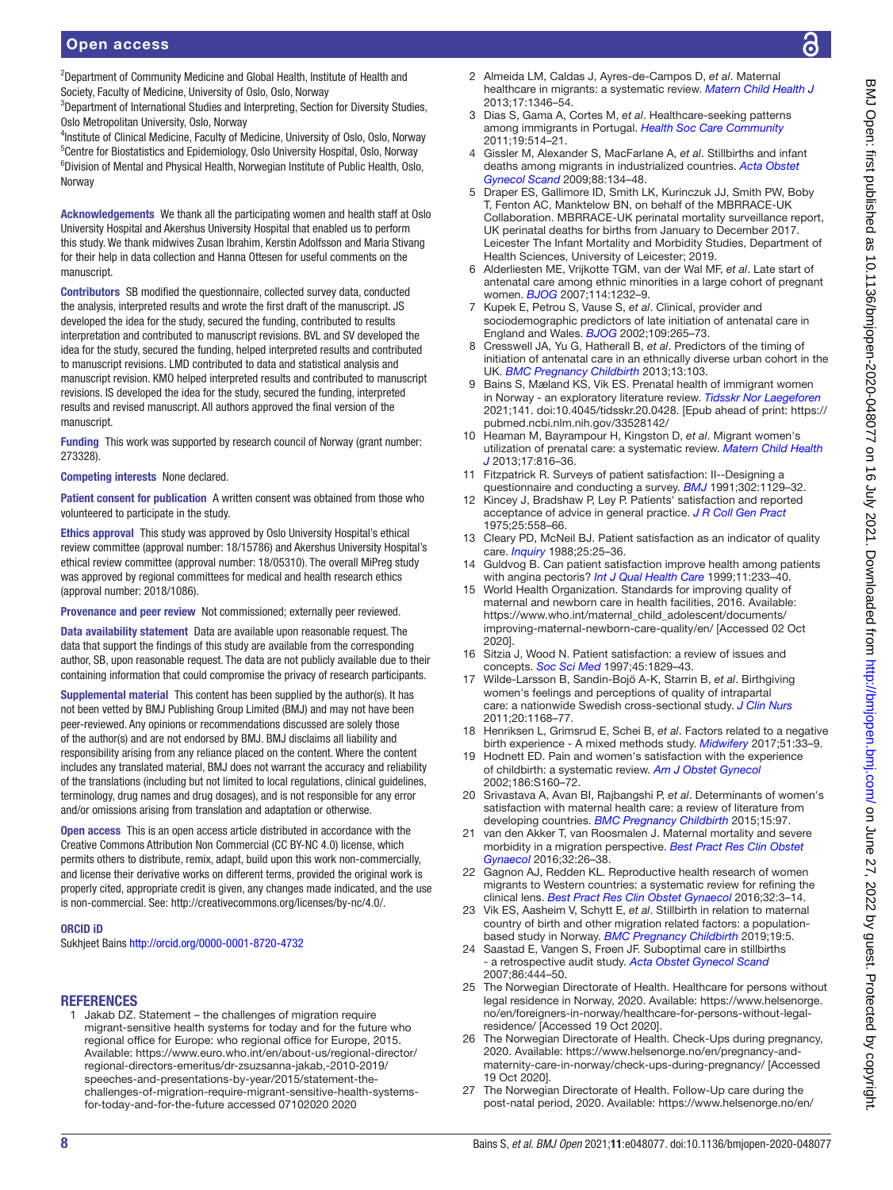[2]Department of Community Medicine and Global Health, Institute of Health and Society, Faculty of Medicine, University of Oslo, Oslo, Norway
[3]Department of International Studies and Interpreting, Section for Diversity Studies, Oslo Metropolitan University, Oslo, Norway
[4]Institute of Clinical Medicine, Faculty of Medicine, University of Oslo, Oslo, Norway
[5]Centre for Biostatistics and Epidemiology, Oslo University Hospital, Oslo, Norway
[6]Division of Mental and Physical Health, Norwegian Institute of Public Health, Oslo, Norway

**Acknowledgements** We thank all the participating women and health staff at Oslo University Hospital and Akershus University Hospital that enabled us to perform this study. We thank midwives Zusan Ibrahim, Kerstin Adolfsson and Maria Stivang for their help in data collection and Hanna Ottesen for useful comments on the manuscript.

**Contributors** SB modified the questionnaire, collected survey data, conducted the analysis, interpreted results and wrote the first draft of the manuscript. JS developed the idea for the study, secured the funding, contributed to results interpretation and contributed to manuscript revisions. BVL and SV developed the idea for the study, secured the funding, helped interpreted results and contributed to manuscript revisions. LMD contributed to data and statistical analysis and manuscript revision. KMO helped interpreted results and contributed to manuscript revisions. IS developed the idea for the study, secured the funding, interpreted results and revised manuscript. All authors approved the final version of the manuscript.

**Funding** This work was supported by research council of Norway (grant number: 273328).

**Competing interests** None declared.

**Patient consent for publication** A written consent was obtained from those who volunteered to participate in the study.

**Ethics approval** This study was approved by Oslo University Hospital's ethical review committee (approval number: 18/15786) and Akershus University Hospital's ethical review committee (approval number: 18/05310). The overall MiPreg study was approved by regional committees for medical and health research ethics (approval number: 2018/1086).

**Provenance and peer review** Not commissioned; externally peer reviewed.

**Data availability statement** Data are available upon reasonable request. The data that support the findings of this study are available from the corresponding author, SB, upon reasonable request. The data are not publicly available due to their containing information that could compromise the privacy of research participants.

**Supplemental material** This content has been supplied by the author(s). It has not been vetted by BMJ Publishing Group Limited (BMJ) and may not have been peer-reviewed. Any opinions or recommendations discussed are solely those of the author(s) and are not endorsed by BMJ. BMJ disclaims all liability and responsibility arising from any reliance placed on the content. Where the content includes any translated material, BMJ does not warrant the accuracy and reliability of the translations (including but not limited to local regulations, clinical guidelines, terminology, drug names and drug dosages), and is not responsible for any error and/or omissions arising from translation and adaptation or otherwise.

**Open access** This is an open access article distributed in accordance with the Creative Commons Attribution Non Commercial (CC BY-NC 4.0) license, which permits others to distribute, remix, adapt, build upon this work non-commercially, and license their derivative works on different terms, provided the original work is properly cited, appropriate credit is given, any changes made indicated, and the use is non-commercial. See: http://creativecommons.org/licenses/by-nc/4.0/.

**ORCID iD**
Sukhjeet Bains http://orcid.org/0000-0001-8720-4732

## REFERENCES

1. Jakab DZ. Statement – the challenges of migration require migrant-sensitive health systems for today and for the future who regional office for Europe: who regional office for Europe, 2015. Available: https://www.euro.who.int/en/about-us/regional-director/regional-directors-emeritus/dr-zsuzsanna-jakab,-2010-2019/speeches-and-presentations-by-year/2015/statement-the-challenges-of-migration-require-migrant-sensitive-health-systems-for-today-and-for-the-future accessed 07102020 2020
2. Almeida LM, Caldas J, Ayres-de-Campos D, *et al*. Maternal healthcare in migrants: a systematic review. *Matern Child Health J* 2013;17:1346–54.
3. Dias S, Gama A, Cortes M, *et al*. Healthcare-seeking patterns among immigrants in Portugal. *Health Soc Care Community* 2011;19:514–21.
4. Gissler M, Alexander S, MacFarlane A, *et al*. Stillbirths and infant deaths among migrants in industrialized countries. *Acta Obstet Gynecol Scand* 2009;88:134–48.
5. Draper ES, Gallimore ID, Smith LK, Kurinczuk JJ, Smith PW, Boby T, Fenton AC, Manktelow BN, on behalf of the MBRRACE-UK Collaboration. MBRRACE-UK perinatal mortality surveillance report, UK perinatal deaths for births from January to December 2017. Leicester The Infant Mortality and Morbidity Studies, Department of Health Sciences, University of Leicester; 2019.
6. Alderliesten ME, Vrijkotte TGM, van der Wal MF, *et al*. Late start of antenatal care among ethnic minorities in a large cohort of pregnant women. *BJOG* 2007;114:1232–9.
7. Kupek E, Petrou S, Vause S, *et al*. Clinical, provider and sociodemographic predictors of late initiation of antenatal care in England and Wales. *BJOG* 2002;109:265–73.
8. Cresswell JA, Yu G, Hatherall B, *et al*. Predictors of the timing of initiation of antenatal care in an ethnically diverse urban cohort in the UK. *BMC Pregnancy Childbirth* 2013;13:103.
9. Bains S, Mæland KS, Vik ES. Prenatal health of immigrant women in Norway - an exploratory literature review. *Tidsskr Nor Laegeforen* 2021;141. doi:10.4045/tidsskr.20.0428. [Epub ahead of print: https://pubmed.ncbi.nlm.nih.gov/33528142/
10. Heaman M, Bayrampour H, Kingston D, *et al*. Migrant women's utilization of prenatal care: a systematic review. *Matern Child Health J* 2013;17:816–36.
11. Fitzpatrick R. Surveys of patient satisfaction: II--Designing a questionnaire and conducting a survey. *BMJ* 1991;302:1129–32.
12. Kincey J, Bradshaw P, Ley P. Patients' satisfaction and reported acceptance of advice in general practice. *J R Coll Gen Pract* 1975;25:558–66.
13. Cleary PD, McNeil BJ. Patient satisfaction as an indicator of quality care. *Inquiry* 1988;25:25–36.
14. Guldvog B. Can patient satisfaction improve health among patients with angina pectoris? *Int J Qual Health Care* 1999;11:233–40.
15. World Health Organization. Standards for improving quality of maternal and newborn care in health facilities, 2016. Available: https://www.who.int/maternal_child_adolescent/documents/improving-maternal-newborn-care-quality/en/ [Accessed 02 Oct 2020].
16. Sitzia J, Wood N. Patient satisfaction: a review of issues and concepts. *Soc Sci Med* 1997;45:1829–43.
17. Wilde-Larsson B, Sandin-Bojö A-K, Starrin B, *et al*. Birthgiving women's feelings and perceptions of quality of intrapartal care: a nationwide Swedish cross-sectional study. *J Clin Nurs* 2011;20:1168–77.
18. Henriksen L, Grimsrud E, Schei B, *et al*. Factors related to a negative birth experience - A mixed methods study. *Midwifery* 2017;51:33–9.
19. Hodnett ED. Pain and women's satisfaction with the experience of childbirth: a systematic review. *Am J Obstet Gynecol* 2002;186:S160–72.
20. Srivastava A, Avan BI, Rajbangshi P, *et al*. Determinants of women's satisfaction with maternal health care: a review of literature from developing countries. *BMC Pregnancy Childbirth* 2015;15:97.
21. van den Akker T, van Roosmalen J. Maternal mortality and severe morbidity in a migration perspective. *Best Pract Res Clin Obstet Gynaecol* 2016;32:26–38.
22. Gagnon AJ, Redden KL. Reproductive health research of women migrants to Western countries: a systematic review for refining the clinical lens. *Best Pract Res Clin Obstet Gynaecol* 2016;32:3–14.
23. Vik ES, Aasheim V, Schytt E, *et al*. Stillbirth in relation to maternal country of birth and other migration related factors: a population-based study in Norway. *BMC Pregnancy Childbirth* 2019;19:5.
24. Saastad E, Vangen S, Frøen JF. Suboptimal care in stillbirths - a retrospective audit study. *Acta Obstet Gynecol Scand* 2007;86:444–50.
25. The Norwegian Directorate of Health. Healthcare for persons without legal residence in Norway, 2020. Available: https://www.helsenorge.no/en/foreigners-in-norway/healthcare-for-persons-without-legal-residence/ [Accessed 19 Oct 2020].
26. The Norwegian Directorate of Health. Check-Ups during pregnancy, 2020. Available: https://www.helsenorge.no/en/pregnancy-and-maternity-care-in-norway/check-ups-during-pregnancy/ [Accessed 19 Oct 2020].
27. The Norwegian Directorate of Health. Follow-Up care during the post-natal period, 2020. Available: https://www.helsenorge.no/en/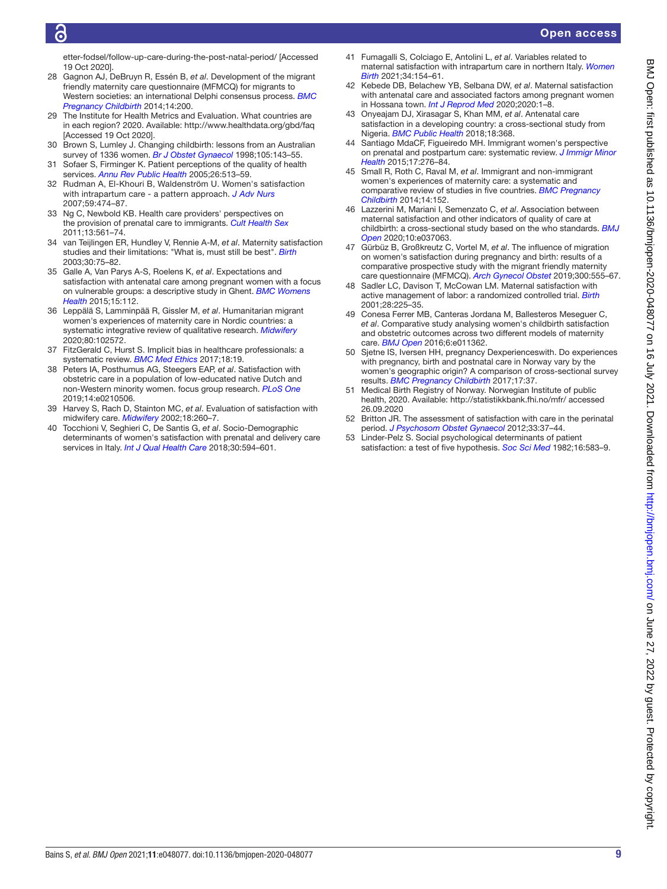etter-fodsel/follow-up-care-during-the-post-natal-period/ [Accessed 19 Oct 2020].

28 Gagnon AJ, DeBruyn R, Essén B, *et al*. Development of the migrant friendly maternity care questionnaire (MFMCQ) for migrants to Western societies: an international Delphi consensus process. *BMC Pregnancy Childbirth* 2014;14:200.

29 The Institute for Health Metrics and Evaluation. What countries are in each region? 2020. Available: http://www.healthdata.org/gbd/faq [Accessed 19 Oct 2020].

30 Brown S, Lumley J. Changing childbirth: lessons from an Australian survey of 1336 women. *Br J Obstet Gynaecol* 1998;105:143–55.

31 Sofaer S, Firminger K. Patient perceptions of the quality of health services. *Annu Rev Public Health* 2005;26:513–59.

32 Rudman A, El-Khouri B, Waldenström U. Women's satisfaction with intrapartum care - a pattern approach. *J Adv Nurs* 2007;59:474–87.

33 Ng C, Newbold KB. Health care providers' perspectives on the provision of prenatal care to immigrants. *Cult Health Sex* 2011;13:561–74.

34 van Teijlingen ER, Hundley V, Rennie A-M, *et al*. Maternity satisfaction studies and their limitations: "What is, must still be best". *Birth* 2003;30:75–82.

35 Galle A, Van Parys A-S, Roelens K, *et al*. Expectations and satisfaction with antenatal care among pregnant women with a focus on vulnerable groups: a descriptive study in Ghent. *BMC Womens Health* 2015;15:112.

36 Leppälä S, Lamminpää R, Gissler M, *et al*. Humanitarian migrant women's experiences of maternity care in Nordic countries: a systematic integrative review of qualitative research. *Midwifery* 2020;80:102572.

37 FitzGerald C, Hurst S. Implicit bias in healthcare professionals: a systematic review. *BMC Med Ethics* 2017;18:19.

38 Peters IA, Posthumus AG, Steegers EAP, *et al*. Satisfaction with obstetric care in a population of low-educated native Dutch and non-Western minority women. focus group research. *PLoS One* 2019;14:e0210506.

39 Harvey S, Rach D, Stainton MC, *et al*. Evaluation of satisfaction with midwifery care. *Midwifery* 2002;18:260–7.

40 Tocchioni V, Seghieri C, De Santis G, *et al*. Socio-Demographic determinants of women's satisfaction with prenatal and delivery care services in Italy. *Int J Qual Health Care* 2018;30:594–601.

41 Fumagalli S, Colciago E, Antolini L, *et al*. Variables related to maternal satisfaction with intrapartum care in northern Italy. *Women Birth* 2021;34:154–61.

42 Kebede DB, Belachew YB, Selbana DW, *et al*. Maternal satisfaction with antenatal care and associated factors among pregnant women in Hossana town. *Int J Reprod Med* 2020;2020:1–8.

43 Onyeajam DJ, Xirasagar S, Khan MM, *et al*. Antenatal care satisfaction in a developing country: a cross-sectional study from Nigeria. *BMC Public Health* 2018;18:368.

44 Santiago MdaCF, Figueiredo MH. Immigrant women's perspective on prenatal and postpartum care: systematic review. *J Immigr Minor Health* 2015;17:276–84.

45 Small R, Roth C, Raval M, *et al*. Immigrant and non-immigrant women's experiences of maternity care: a systematic and comparative review of studies in five countries. *BMC Pregnancy Childbirth* 2014;14:152.

46 Lazzerini M, Mariani I, Semenzato C, *et al*. Association between maternal satisfaction and other indicators of quality of care at childbirth: a cross-sectional study based on the who standards. *BMJ Open* 2020;10:e037063.

47 Gürbüz B, Großkreutz C, Vortel M, *et al*. The influence of migration on women's satisfaction during pregnancy and birth: results of a comparative prospective study with the migrant friendly maternity care questionnaire (MFMCQ). *Arch Gynecol Obstet* 2019;300:555–67.

48 Sadler LC, Davison T, McCowan LM. Maternal satisfaction with active management of labor: a randomized controlled trial. *Birth* 2001;28:225–35.

49 Conesa Ferrer MB, Canteras Jordana M, Ballesteros Meseguer C, *et al*. Comparative study analysing women's childbirth satisfaction and obstetric outcomes across two different models of maternity care. *BMJ Open* 2016;6:e011362.

50 Sjetne IS, Iversen HH, pregnancy Dexperienceswith. Do experiences with pregnancy, birth and postnatal care in Norway vary by the women's geographic origin? A comparison of cross-sectional survey results. *BMC Pregnancy Childbirth* 2017;17:37.

51 Medical Birth Registry of Norway. Norwegian Institute of public health, 2020. Available: http://statistikkbank.fhi.no/mfr/ accessed 26.09.2020

52 Britton JR. The assessment of satisfaction with care in the perinatal period. *J Psychosom Obstet Gynaecol* 2012;33:37–44.

53 Linder-Pelz S. Social psychological determinants of patient satisfaction: a test of five hypothesis. *Soc Sci Med* 1982;16:583–9.